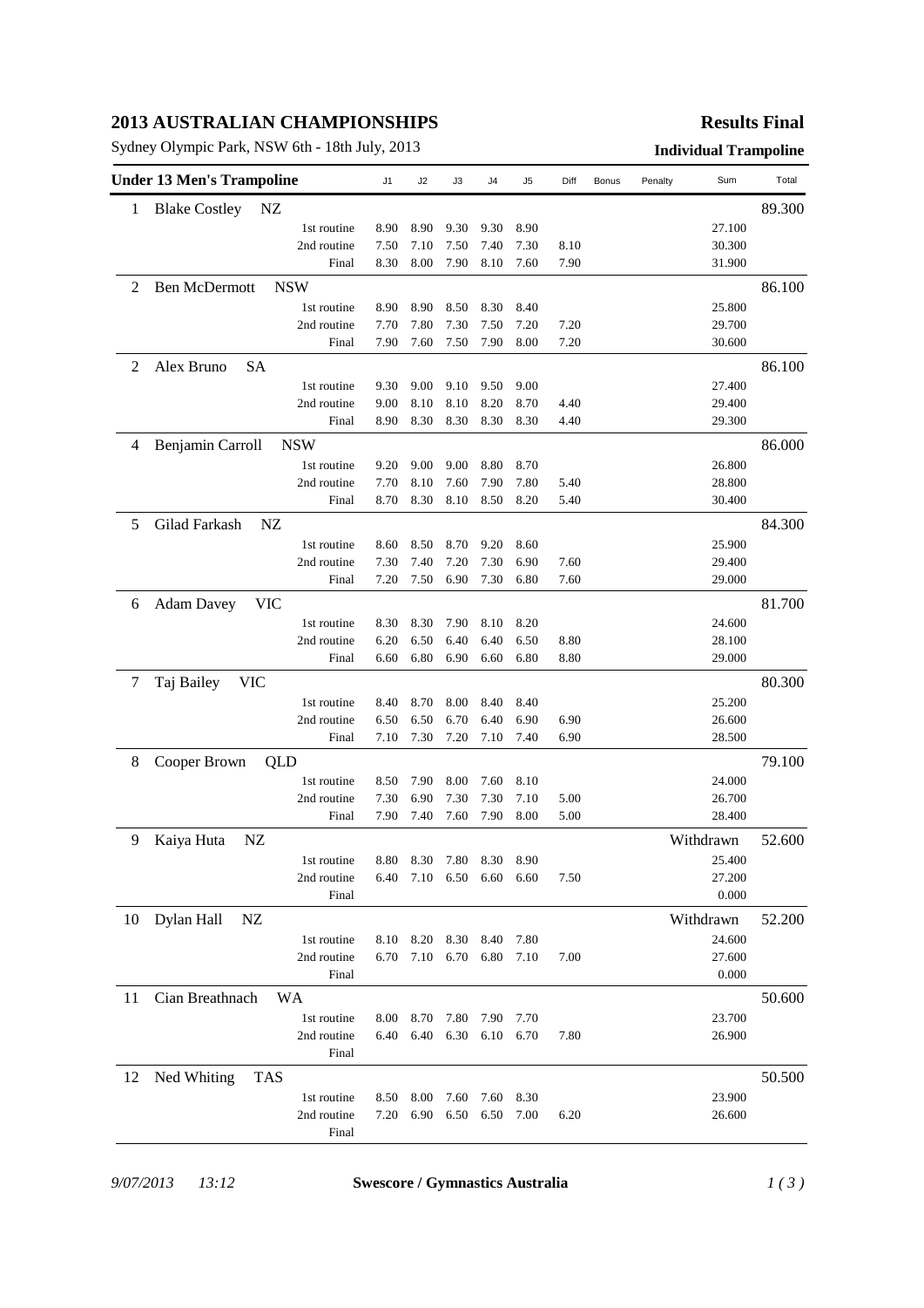# 2013 AUSTRALIAN CHAMPIONSHIPS

**Results Final**

Sydney Olympic Park, NSW 6th - 18th July, 2013

**Individual Trampoline**

| Under 13 Men's Trampoline | | J1 | J2 | J3 | J4 | J5 | Diff | Bonus | Penalty | Sum | Total |
|---|---|---|---|---|---|---|---|---|---|---|---|
| 1 | Blake Costley NZ | | | | | | | | | | 89.300 |
| | 1st routine | 8.90 | 8.90 | 9.30 | 9.30 | 8.90 | | | | 27.100 | |
| | 2nd routine | 7.50 | 7.10 | 7.50 | 7.40 | 7.30 | 8.10 | | | 30.300 | |
| | Final | 8.30 | 8.00 | 7.90 | 8.10 | 7.60 | 7.90 | | | 31.900 | |
| 2 | Ben McDermott NSW | | | | | | | | | | 86.100 |
| | 1st routine | 8.90 | 8.90 | 8.50 | 8.30 | 8.40 | | | | 25.800 | |
| | 2nd routine | 7.70 | 7.80 | 7.30 | 7.50 | 7.20 | 7.20 | | | 29.700 | |
| | Final | 7.90 | 7.60 | 7.50 | 7.90 | 8.00 | 7.20 | | | 30.600 | |
| 2 | Alex Bruno SA | | | | | | | | | | 86.100 |
| | 1st routine | 9.30 | 9.00 | 9.10 | 9.50 | 9.00 | | | | 27.400 | |
| | 2nd routine | 9.00 | 8.10 | 8.10 | 8.20 | 8.70 | 4.40 | | | 29.400 | |
| | Final | 8.90 | 8.30 | 8.30 | 8.30 | 8.30 | 4.40 | | | 29.300 | |
| 4 | Benjamin Carroll NSW | | | | | | | | | | 86.000 |
| | 1st routine | 9.20 | 9.00 | 9.00 | 8.80 | 8.70 | | | | 26.800 | |
| | 2nd routine | 7.70 | 8.10 | 7.60 | 7.90 | 7.80 | 5.40 | | | 28.800 | |
| | Final | 8.70 | 8.30 | 8.10 | 8.50 | 8.20 | 5.40 | | | 30.400 | |
| 5 | Gilad Farkash NZ | | | | | | | | | | 84.300 |
| | 1st routine | 8.60 | 8.50 | 8.70 | 9.20 | 8.60 | | | | 25.900 | |
| | 2nd routine | 7.30 | 7.40 | 7.20 | 7.30 | 6.90 | 7.60 | | | 29.400 | |
| | Final | 7.20 | 7.50 | 6.90 | 7.30 | 6.80 | 7.60 | | | 29.000 | |
| 6 | Adam Davey VIC | | | | | | | | | | 81.700 |
| | 1st routine | 8.30 | 8.30 | 7.90 | 8.10 | 8.20 | | | | 24.600 | |
| | 2nd routine | 6.20 | 6.50 | 6.40 | 6.40 | 6.50 | 8.80 | | | 28.100 | |
| | Final | 6.60 | 6.80 | 6.90 | 6.60 | 6.80 | 8.80 | | | 29.000 | |
| 7 | Taj Bailey VIC | | | | | | | | | | 80.300 |
| | 1st routine | 8.40 | 8.70 | 8.00 | 8.40 | 8.40 | | | | 25.200 | |
| | 2nd routine | 6.50 | 6.50 | 6.70 | 6.40 | 6.90 | 6.90 | | | 26.600 | |
| | Final | 7.10 | 7.30 | 7.20 | 7.10 | 7.40 | 6.90 | | | 28.500 | |
| 8 | Cooper Brown QLD | | | | | | | | | | 79.100 |
| | 1st routine | 8.50 | 7.90 | 8.00 | 7.60 | 8.10 | | | | 24.000 | |
| | 2nd routine | 7.30 | 6.90 | 7.30 | 7.30 | 7.10 | 5.00 | | | 26.700 | |
| | Final | 7.90 | 7.40 | 7.60 | 7.90 | 8.00 | 5.00 | | | 28.400 | |
| 9 | Kaiya Huta NZ | | | | | | | | | Withdrawn | 52.600 |
| | 1st routine | 8.80 | 8.30 | 7.80 | 8.30 | 8.90 | | | | 25.400 | |
| | 2nd routine | 6.40 | 7.10 | 6.50 | 6.60 | 6.60 | 7.50 | | | 27.200 | |
| | Final | | | | | | | | | 0.000 | |
| 10 | Dylan Hall NZ | | | | | | | | | Withdrawn | 52.200 |
| | 1st routine | 8.10 | 8.20 | 8.30 | 8.40 | 7.80 | | | | 24.600 | |
| | 2nd routine | 6.70 | 7.10 | 6.70 | 6.80 | 7.10 | 7.00 | | | 27.600 | |
| | Final | | | | | | | | | 0.000 | |
| 11 | Cian Breathnach WA | | | | | | | | | | 50.600 |
| | 1st routine | 8.00 | 8.70 | 7.80 | 7.90 | 7.70 | | | | 23.700 | |
| | 2nd routine | 6.40 | 6.40 | 6.30 | 6.10 | 6.70 | 7.80 | | | 26.900 | |
| | Final | | | | | | | | | | |
| 12 | Ned Whiting TAS | | | | | | | | | | 50.500 |
| | 1st routine | 8.50 | 8.00 | 7.60 | 7.60 | 8.30 | | | | 23.900 | |
| | 2nd routine | 7.20 | 6.90 | 6.50 | 6.50 | 7.00 | 6.20 | | | 26.600 | |
| | Final | | | | | | | | | | |

*9/07/2013 13:12* **Swescore / Gymnastics Australia**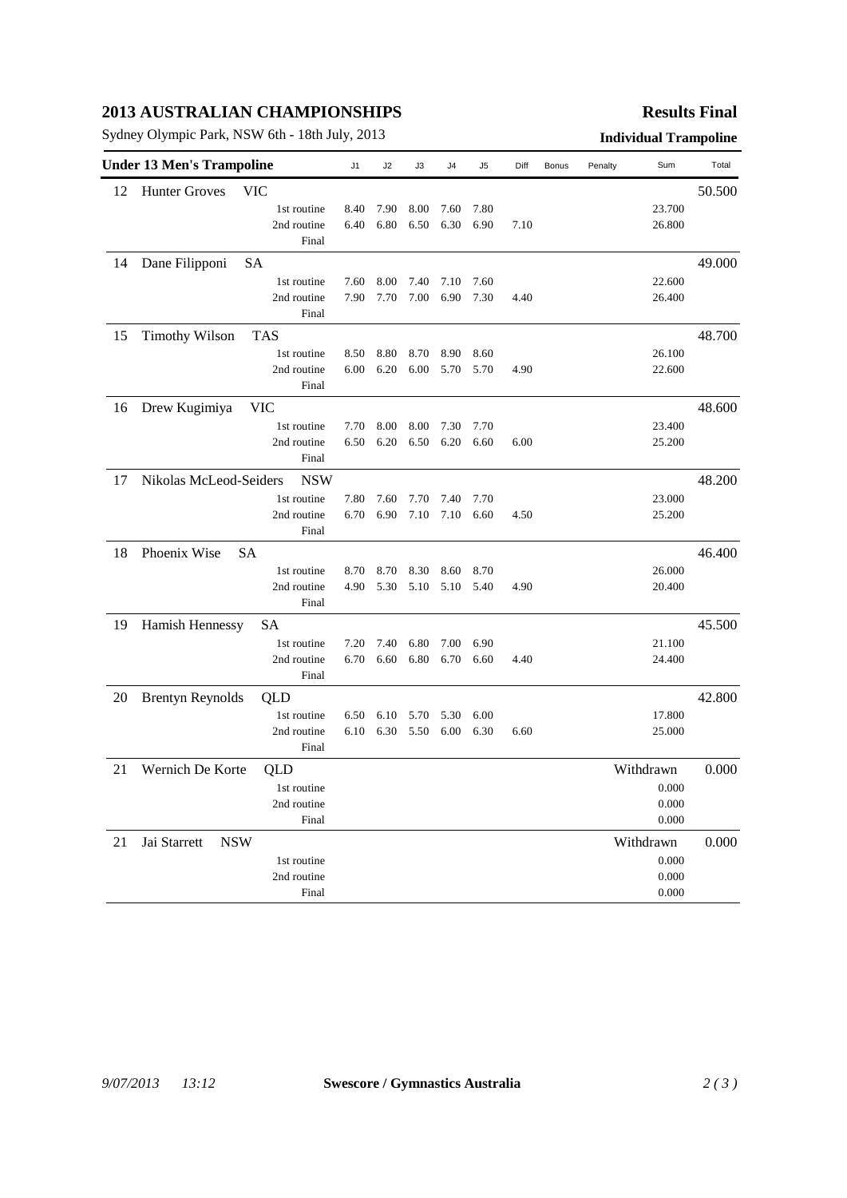# 2013 AUSTRALIAN CHAMPIONSHIPS

**Results Final**

Sydney Olympic Park, NSW 6th - 18th July, 2013

**Individual Trampoline**

| Under 13 Men's Trampoline | | | J1 | J2 | J3 | J4 | J5 | Diff | Bonus | Penalty | Sum | Total |
|---|---|---|---|---|---|---|---|---|---|---|---|---|
| 12 | Hunter Groves VIC | | | | | | | | | | | 50.500 |
| | | 1st routine | 8.40 | 7.90 | 8.00 | 7.60 | 7.80 | | | | 23.700 | |
| | | 2nd routine | 6.40 | 6.80 | 6.50 | 6.30 | 6.90 | 7.10 | | | 26.800 | |
| | | Final | | | | | | | | | | |
| 14 | Dane Filipponi SA | | | | | | | | | | | 49.000 |
| | | 1st routine | 7.60 | 8.00 | 7.40 | 7.10 | 7.60 | | | | 22.600 | |
| | | 2nd routine | 7.90 | 7.70 | 7.00 | 6.90 | 7.30 | 4.40 | | | 26.400 | |
| | | Final | | | | | | | | | | |
| 15 | Timothy Wilson TAS | | | | | | | | | | | 48.700 |
| | | 1st routine | 8.50 | 8.80 | 8.70 | 8.90 | 8.60 | | | | 26.100 | |
| | | 2nd routine | 6.00 | 6.20 | 6.00 | 5.70 | 5.70 | 4.90 | | | 22.600 | |
| | | Final | | | | | | | | | | |
| 16 | Drew Kugimiya VIC | | | | | | | | | | | 48.600 |
| | | 1st routine | 7.70 | 8.00 | 8.00 | 7.30 | 7.70 | | | | 23.400 | |
| | | 2nd routine | 6.50 | 6.20 | 6.50 | 6.20 | 6.60 | 6.00 | | | 25.200 | |
| | | Final | | | | | | | | | | |
| 17 | Nikolas McLeod-Seiders NSW | | | | | | | | | | | 48.200 |
| | | 1st routine | 7.80 | 7.60 | 7.70 | 7.40 | 7.70 | | | | 23.000 | |
| | | 2nd routine | 6.70 | 6.90 | 7.10 | 7.10 | 6.60 | 4.50 | | | 25.200 | |
| | | Final | | | | | | | | | | |
| 18 | Phoenix Wise SA | | | | | | | | | | | 46.400 |
| | | 1st routine | 8.70 | 8.70 | 8.30 | 8.60 | 8.70 | | | | 26.000 | |
| | | 2nd routine | 4.90 | 5.30 | 5.10 | 5.10 | 5.40 | 4.90 | | | 20.400 | |
| | | Final | | | | | | | | | | |
| 19 | Hamish Hennessy SA | | | | | | | | | | | 45.500 |
| | | 1st routine | 7.20 | 7.40 | 6.80 | 7.00 | 6.90 | | | | 21.100 | |
| | | 2nd routine | 6.70 | 6.60 | 6.80 | 6.70 | 6.60 | 4.40 | | | 24.400 | |
| | | Final | | | | | | | | | | |
| 20 | Brentyn Reynolds QLD | | | | | | | | | | | 42.800 |
| | | 1st routine | 6.50 | 6.10 | 5.70 | 5.30 | 6.00 | | | | 17.800 | |
| | | 2nd routine | 6.10 | 6.30 | 5.50 | 6.00 | 6.30 | 6.60 | | | 25.000 | |
| | | Final | | | | | | | | | | |
| 21 | Wernich De Korte QLD | | | | | | | | | | Withdrawn | 0.000 |
| | | 1st routine | | | | | | | | | 0.000 | |
| | | 2nd routine | | | | | | | | | 0.000 | |
| | | Final | | | | | | | | | 0.000 | |
| 21 | Jai Starrett NSW | | | | | | | | | | Withdrawn | 0.000 |
| | | 1st routine | | | | | | | | | 0.000 | |
| | | 2nd routine | | | | | | | | | 0.000 | |
| | | Final | | | | | | | | | 0.000 | |

*9/07/2013 13:12* **Swescore / Gymnastics Australia**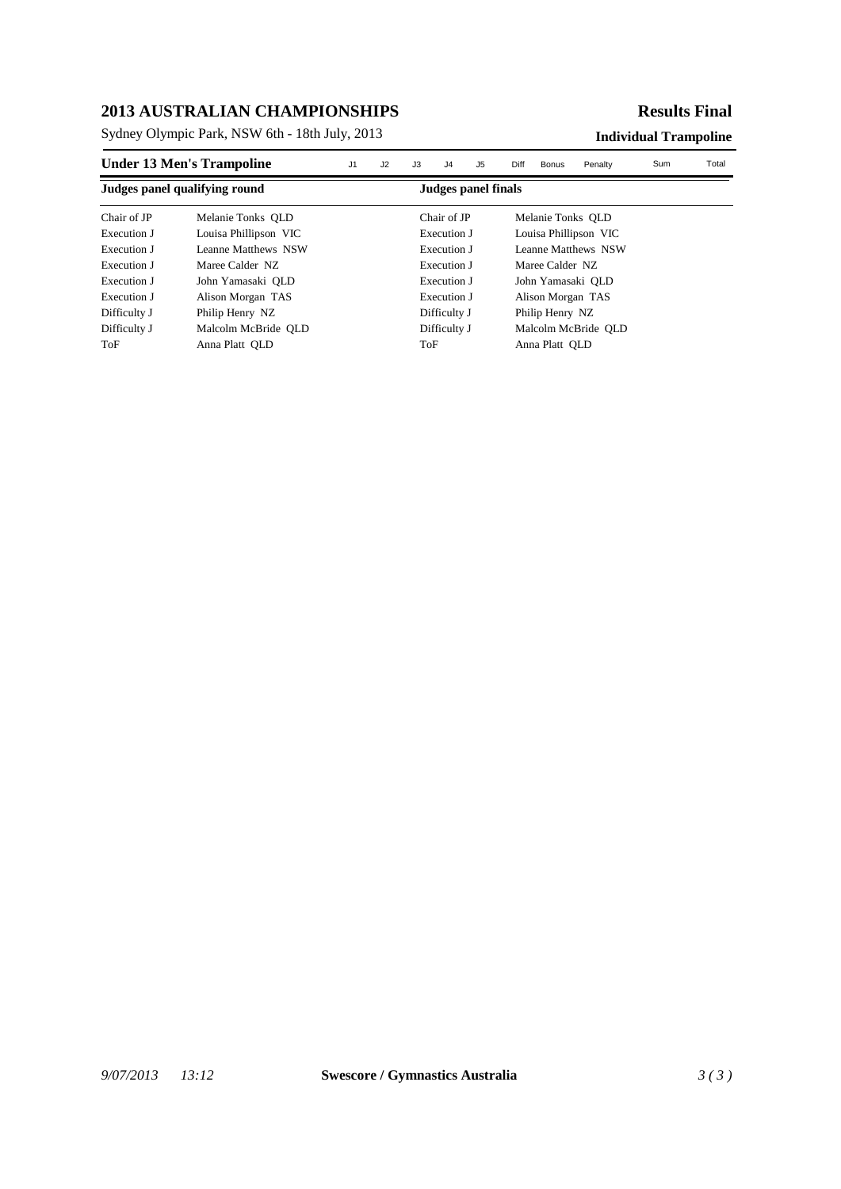## 2013 AUSTRALIAN CHAMPIONSHIPS

**Results Final**

Sydney Olympic Park, NSW 6th - 18th July, 2013

**Individual Trampoline**

| **Under 13 Men's Trampoline** | J1 | J2 | J3 | J4 | J5 | Diff | Bonus | Penalty | Sum | Total |
|---|---|---|---|---|---|---|---|---|---|---|

| **Judges panel qualifying round** | | **Judges panel finals** | |
|---|---|---|---|
| Chair of JP | Melanie Tonks QLD | Chair of JP | Melanie Tonks QLD |
| Execution J | Louisa Phillipson VIC | Execution J | Louisa Phillipson VIC |
| Execution J | Leanne Matthews NSW | Execution J | Leanne Matthews NSW |
| Execution J | Maree Calder NZ | Execution J | Maree Calder NZ |
| Execution J | John Yamasaki QLD | Execution J | John Yamasaki QLD |
| Execution J | Alison Morgan TAS | Execution J | Alison Morgan TAS |
| Difficulty J | Philip Henry NZ | Difficulty J | Philip Henry NZ |
| Difficulty J | Malcolm McBride QLD | Difficulty J | Malcolm McBride QLD |
| ToF | Anna Platt QLD | ToF | Anna Platt QLD |

*9/07/2013 13:12* **Swescore / Gymnastics Australia**